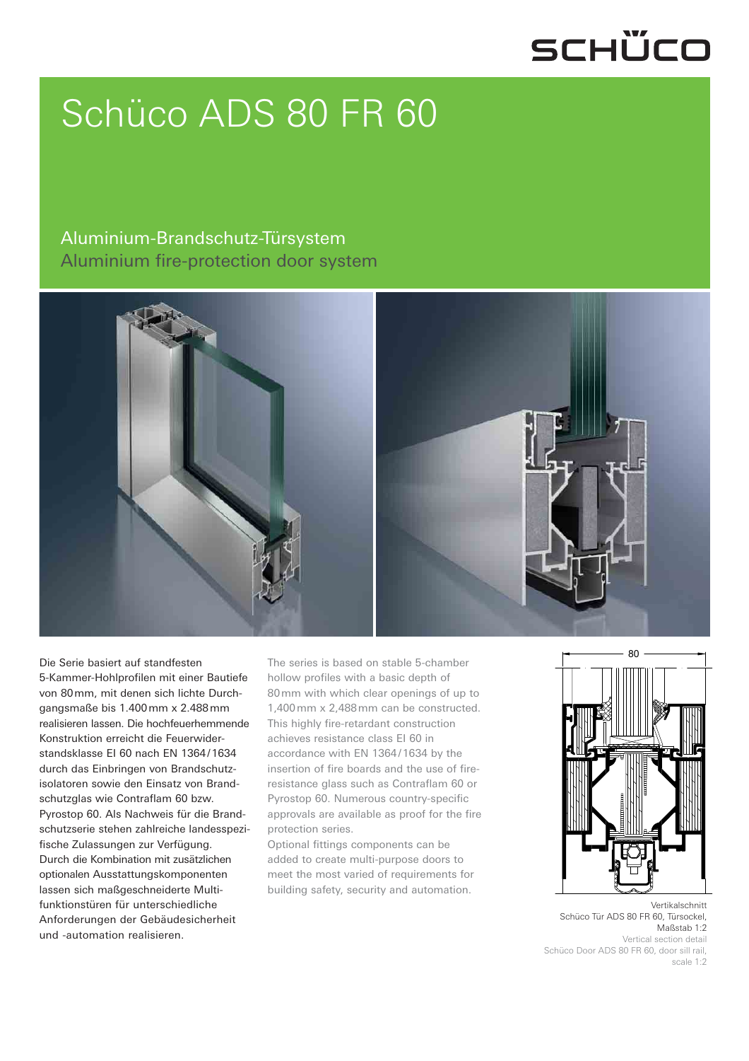# Schüco ADS 80 FR 60

## Aluminium-Brandschutz-Türsystem
## Aluminium fire-protection door system

Die Serie basiert auf standfesten 5-Kammer-Hohlprofilen mit einer Bautiefe von 80 mm, mit denen sich lichte Durchgangsmaße bis 1.400 mm x 2.488 mm realisieren lassen. Die hochfeuerhemmende Konstruktion erreicht die Feuerwiderstandsklasse EI 60 nach EN 1364/1634 durch das Einbringen von Brandschutzisolatoren sowie den Einsatz von Brandschutzglas wie Contraflam 60 bzw. Pyrostop 60. Als Nachweis für die Brandschutzserie stehen zahlreiche landesspezifische Zulassungen zur Verfügung. Durch die Kombination mit zusätzlichen optionalen Ausstattungskomponenten lassen sich maßgeschneiderte Multifunktionstüren für unterschiedliche Anforderungen der Gebäudesicherheit und -automation realisieren.

The series is based on stable 5-chamber hollow profiles with a basic depth of 80 mm with which clear openings of up to 1,400 mm x 2,488 mm can be constructed. This highly fire-retardant construction achieves resistance class EI 60 in accordance with EN 1364/1634 by the insertion of fire boards and the use of fire-resistance glass such as Contraflam 60 or Pyrostop 60. Numerous country-specific approvals are available as proof for the fire protection series.
Optional fittings components can be added to create multi-purpose doors to meet the most varied of requirements for building safety, security and automation.

80

Vertikalschnitt
Schüco Tür ADS 80 FR 60, Türsockel,
Maßstab 1:2
Vertical section detail
Schüco Door ADS 80 FR 60, door sill rail,
scale 1:2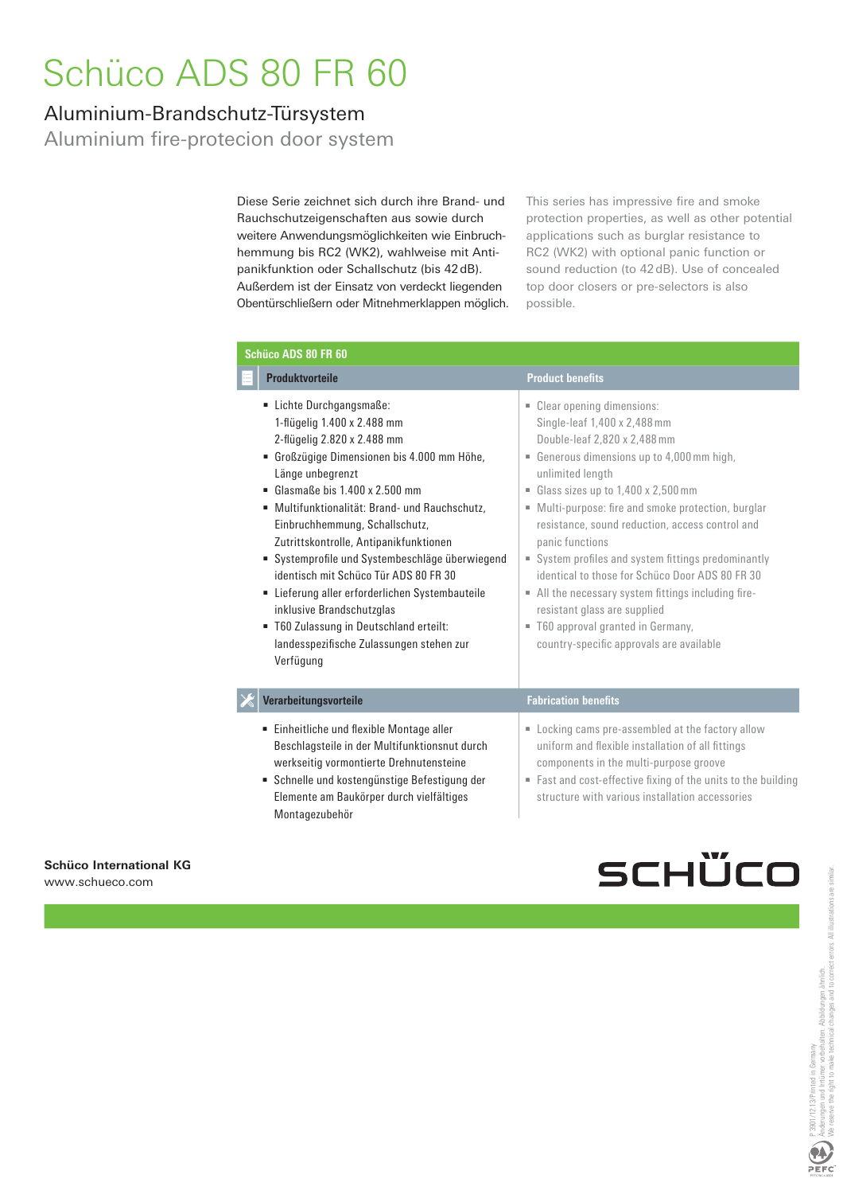# Schüco ADS 80 FR 60

## Aluminium-Brandschutz-Türsystem

## Aluminium fire-protecion door system

Diese Serie zeichnet sich durch ihre Brand- und Rauchschutzeigenschaften aus sowie durch weitere Anwendungsmöglichkeiten wie Einbruchhemmung bis RC2 (WK2), wahlweise mit Antipanikfunktion oder Schallschutz (bis 42 dB). Außerdem ist der Einsatz von verdeckt liegenden Obentürschließern oder Mitnehmerklappen möglich.

This series has impressive fire and smoke protection properties, as well as other potential applications such as burglar resistance to RC2 (WK2) with optional panic function or sound reduction (to 42 dB). Use of concealed top door closers or pre-selectors is also possible.

### Schüco ADS 80 FR 60

| Produktvorteile | Product benefits |
|---|---|
| ▪ Lichte Durchgangsmaße:<br>1-flügelig 1.400 x 2.488 mm<br>2-flügelig 2.820 x 2.488 mm<br>▪ Großzügige Dimensionen bis 4.000 mm Höhe, Länge unbegrenzt<br>▪ Glasmaße bis 1.400 x 2.500 mm<br>▪ Multifunktionalität: Brand- und Rauchschutz, Einbruchhemmung, Schallschutz, Zutrittskontrolle, Antipanikfunktionen<br>▪ Systemprofile und Systembeschläge überwiegend identisch mit Schüco Tür ADS 80 FR 30<br>▪ Lieferung aller erforderlichen Systembauteile inklusive Brandschutzglas<br>▪ T60 Zulassung in Deutschland erteilt: landesspezifische Zulassungen stehen zur Verfügung | ▪ Clear opening dimensions:<br>Single-leaf 1,400 x 2,488 mm<br>Double-leaf 2,820 x 2,488 mm<br>▪ Generous dimensions up to 4,000 mm high, unlimited length<br>▪ Glass sizes up to 1,400 x 2,500 mm<br>▪ Multi-purpose: fire and smoke protection, burglar resistance, sound reduction, access control and panic functions<br>▪ System profiles and system fittings predominantly identical to those for Schüco Door ADS 80 FR 30<br>▪ All the necessary system fittings including fire-resistant glass are supplied<br>▪ T60 approval granted in Germany, country-specific approvals are available |
| **Verarbeitungsvorteile** | **Fabrication benefits** |
| ▪ Einheitliche und flexible Montage aller Beschlagteile in der Multifunktionsnut durch werkseitig vormontierte Drehnutensteine<br>▪ Schnelle und kostengünstige Befestigung der Elemente am Baukörper durch vielfältiges Montagezubehör | ▪ Locking cams pre-assembled at the factory allow uniform and flexible installation of all fittings components in the multi-purpose groove<br>▪ Fast and cost-effective fixing of the units to the building structure with various installation accessories |

**Schüco International KG**
www.schueco.com

SCHÜCO

P 3301/12.13/Printed in Germany
Änderungen und Irrtümer vorbehalten. Abbildungen ähnlich.
We reserve the right to make technical changes and to correct errors. All illustrations are similar.